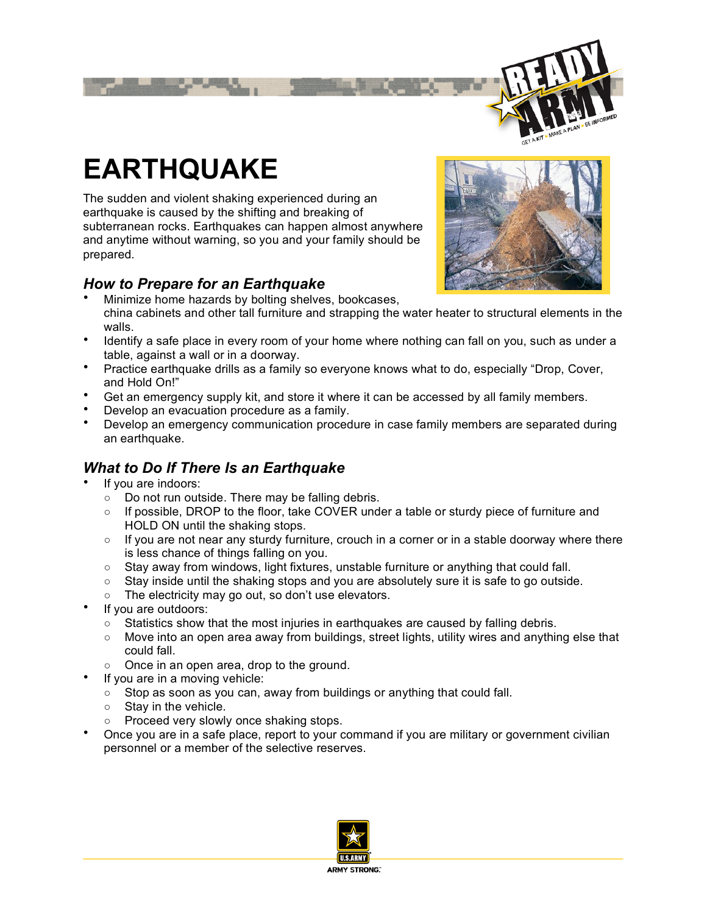# EARTHQUAKE

The sudden and violent shaking experienced during an earthquake is caused by the shifting and breaking of subterranean rocks. Earthquakes can happen almost anywhere and anytime without warning, so you and your family should be prepared.

## *How to Prepare for an Earthquake*

- Minimize home hazards by bolting shelves, bookcases, china cabinets and other tall furniture and strapping the water heater to structural elements in the walls.
- Identify a safe place in every room of your home where nothing can fall on you, such as under a table, against a wall or in a doorway.
- Practice earthquake drills as a family so everyone knows what to do, especially "Drop, Cover, and Hold On!"
- Get an emergency supply kit, and store it where it can be accessed by all family members.
- Develop an evacuation procedure as a family.
- Develop an emergency communication procedure in case family members are separated during an earthquake.

## *What to Do If There Is an Earthquake*

- If you are indoors:
  - Do not run outside. There may be falling debris.
  - If possible, DROP to the floor, take COVER under a table or sturdy piece of furniture and HOLD ON until the shaking stops.
  - If you are not near any sturdy furniture, crouch in a corner or in a stable doorway where there is less chance of things falling on you.
  - Stay away from windows, light fixtures, unstable furniture or anything that could fall.
  - Stay inside until the shaking stops and you are absolutely sure it is safe to go outside.
  - The electricity may go out, so don't use elevators.
- If you are outdoors:
  - Statistics show that the most injuries in earthquakes are caused by falling debris.
  - Move into an open area away from buildings, street lights, utility wires and anything else that could fall.
  - Once in an open area, drop to the ground.
- If you are in a moving vehicle:
  - Stop as soon as you can, away from buildings or anything that could fall.
  - Stay in the vehicle.
  - Proceed very slowly once shaking stops.
- Once you are in a safe place, report to your command if you are military or government civilian personnel or a member of the selective reserves.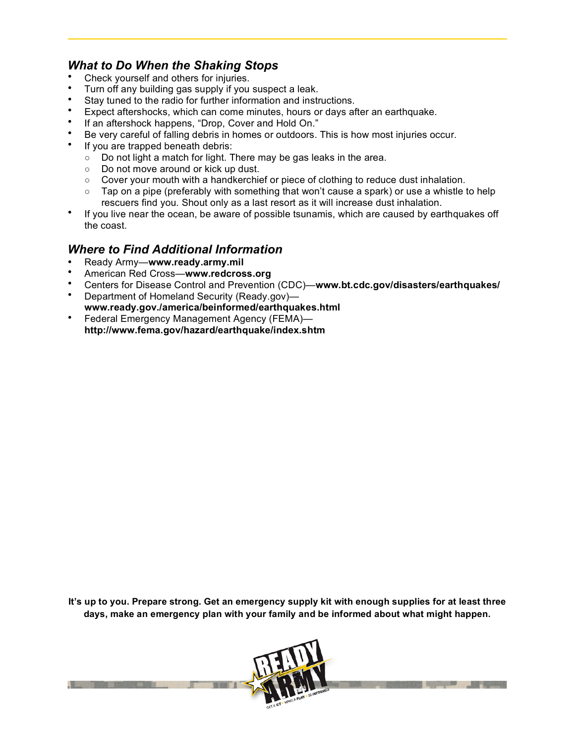## *What to Do When the Shaking Stops*

- Check yourself and others for injuries.
- Turn off any building gas supply if you suspect a leak.
- Stay tuned to the radio for further information and instructions.
- Expect aftershocks, which can come minutes, hours or days after an earthquake.
- If an aftershock happens, "Drop, Cover and Hold On."
- Be very careful of falling debris in homes or outdoors. This is how most injuries occur.
- If you are trapped beneath debris:
  - Do not light a match for light. There may be gas leaks in the area.
  - Do not move around or kick up dust.
  - Cover your mouth with a handkerchief or piece of clothing to reduce dust inhalation.
  - Tap on a pipe (preferably with something that won't cause a spark) or use a whistle to help rescuers find you. Shout only as a last resort as it will increase dust inhalation.
- If you live near the ocean, be aware of possible tsunamis, which are caused by earthquakes off the coast.

## *Where to Find Additional Information*

- Ready Army—**www.ready.army.mil**
- American Red Cross—**www.redcross.org**
- Centers for Disease Control and Prevention (CDC)—**www.bt.cdc.gov/disasters/earthquakes/**
- Department of Homeland Security (Ready.gov)—**www.ready.gov./america/beinformed/earthquakes.html**
- Federal Emergency Management Agency (FEMA)—**http://www.fema.gov/hazard/earthquake/index.shtm**

**It's up to you. Prepare strong. Get an emergency supply kit with enough supplies for at least three days, make an emergency plan with your family and be informed about what might happen.**

READY ARMY

GET A KIT • MAKE A PLAN • BE INFORMED